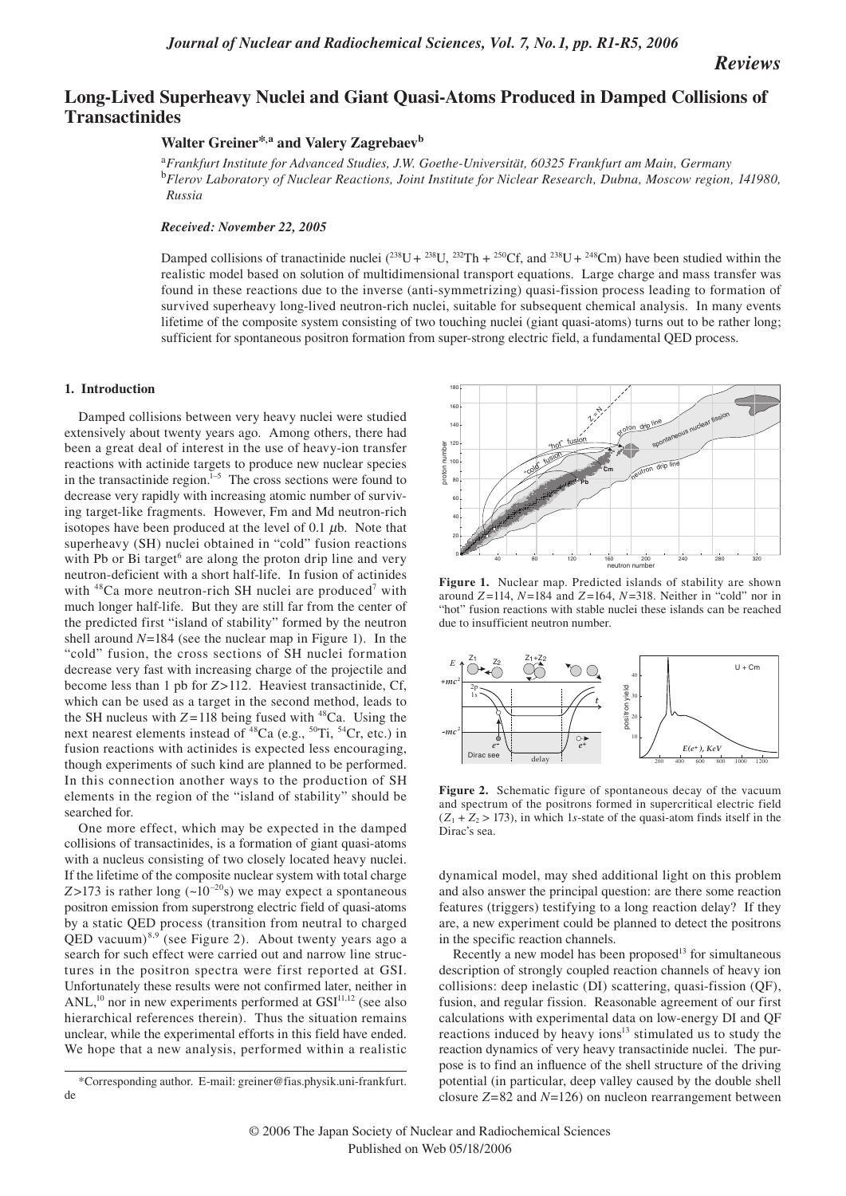# Long-Lived Superheavy Nuclei and Giant Quasi-Atoms Produced in Damped Collisions of Transactinides

**Walter Greiner*,[a] and Valery Zagrebaev[b]**

[a] *Frankfurt Institute for Advanced Studies, J.W. Goethe-Universität, 60325 Frankfurt am Main, Germany*
[b] *Flerov Laboratory of Nuclear Reactions, Joint Institute for Nuclear Research, Dubna, Moscow region, 141980, Russia*

***Received: November 22, 2005***

Damped collisions of tranactinide nuclei ($^{238}$U + $^{238}$U, $^{232}$Th + $^{250}$Cf, and $^{238}$U + $^{248}$Cm) have been studied within the realistic model based on solution of multidimensional transport equations. Large charge and mass transfer was found in these reactions due to the inverse (anti-symmetrizing) quasi-fission process leading to formation of survived superheavy long-lived neutron-rich nuclei, suitable for subsequent chemical analysis. In many events lifetime of the composite system consisting of two touching nuclei (giant quasi-atoms) turns out to be rather long; sufficient for spontaneous positron formation from super-strong electric field, a fundamental QED process.

## 1. Introduction

Damped collisions between very heavy nuclei were studied extensively about twenty years ago. Among others, there had been a great deal of interest in the use of heavy-ion transfer reactions with actinide targets to produce new nuclear species in the transactinide region.[1–5] The cross sections were found to decrease very rapidly with increasing atomic number of surviving target-like fragments. However, Fm and Md neutron-rich isotopes have been produced at the level of 0.1 $\mu$b. Note that superheavy (SH) nuclei obtained in "cold" fusion reactions with Pb or Bi target[6] are along the proton drip line and very neutron-deficient with a short half-life. In fusion of actinides with $^{48}$Ca more neutron-rich SH nuclei are produced[7] with much longer half-life. But they are still far from the center of the predicted first "island of stability" formed by the neutron shell around $N$=184 (see the nuclear map in Figure 1). In the "cold" fusion, the cross sections of SH nuclei formation decrease very fast with increasing charge of the projectile and become less than 1 pb for $Z$>112. Heaviest transactinide, Cf, which can be used as a target in the second method, leads to the SH nucleus with $Z$=118 being fused with $^{48}$Ca. Using the next nearest elements instead of $^{48}$Ca (e.g., $^{50}$Ti, $^{54}$Cr, etc.) in fusion reactions with actinides is expected less encouraging, though experiments of such kind are planned to be performed. In this connection another ways to the production of SH elements in the region of the "island of stability" should be searched for.

One more effect, which may be expected in the damped collisions of transactinides, is a formation of giant quasi-atoms with a nucleus consisting of two closely located heavy nuclei. If the lifetime of the composite nuclear system with total charge $Z$>173 is rather long (~$10^{-20}$s) we may expect a spontaneous positron emission from superstrong electric field of quasi-atoms by a static QED process (transition from neutral to charged QED vacuum)[8,9] (see Figure 2). About twenty years ago a search for such effect were carried out and narrow line structures in the positron spectra were first reported at GSI. Unfortunately these results were not confirmed later, neither in ANL,[10] nor in new experiments performed at GSI[11,12] (see also hierarchical references therein). Thus the situation remains unclear, while the experimental efforts in this field have ended. We hope that a new analysis, performed within a realistic

*Corresponding author. E-mail: greiner@fias.physik.uni-frankfurt.de

**Figure 1.** Nuclear map. Predicted islands of stability are shown around $Z$=114, $N$=184 and $Z$=164, $N$=318. Neither in "cold" nor in "hot" fusion reactions with stable nuclei these islands can be reached due to insufficient neutron number.

**Figure 2.** Schematic figure of spontaneous decay of the vacuum and spectrum of the positrons formed in supercritical electric field ($Z_1 + Z_2$ > 173), in which 1$s$-state of the quasi-atom finds itself in the Dirac's sea.

dynamical model, may shed additional light on this problem and also answer the principal question: are there some reaction features (triggers) testifying to a long reaction delay? If they are, a new experiment could be planned to detect the positrons in the specific reaction channels.

Recently a new model has been proposed[13] for simultaneous description of strongly coupled reaction channels of heavy ion collisions: deep inelastic (DI) scattering, quasi-fission (QF), fusion, and regular fission. Reasonable agreement of our first calculations with experimental data on low-energy DI and QF reactions induced by heavy ions[13] stimulated us to study the reaction dynamics of very heavy transactinide nuclei. The purpose is to find an influence of the shell structure of the driving potential (in particular, deep valley caused by the double shell closure $Z$=82 and $N$=126) on nucleon rearrangement between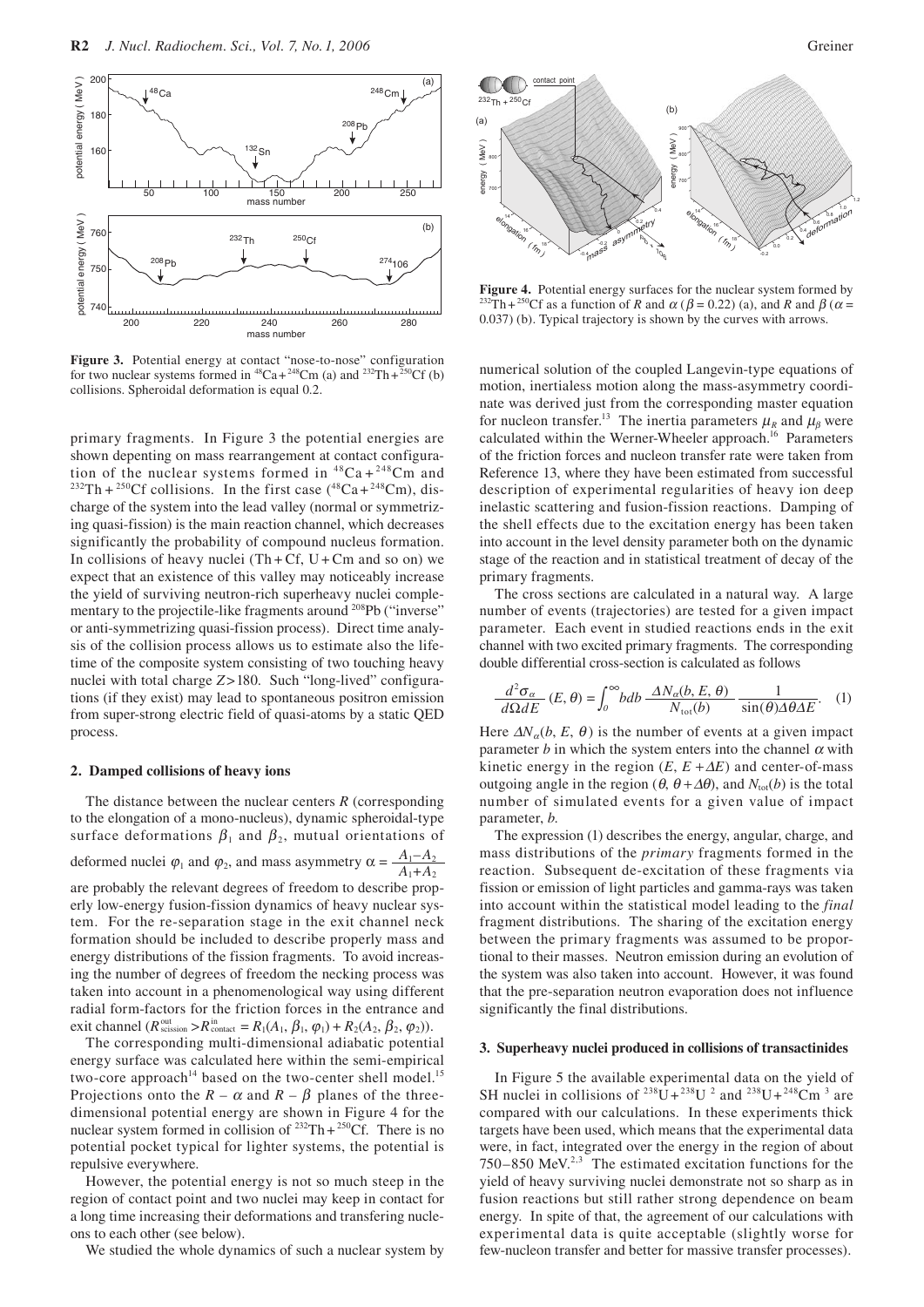**Figure 3.** Potential energy at contact "nose-to-nose" configuration for two nuclear systems formed in $^{48}Ca + ^{248}Cm$ (a) and $^{232}Th + ^{250}Cf$ (b) collisions. Spheroidal deformation is equal 0.2.

primary fragments. In Figure 3 the potential energies are shown depending on mass rearrangement at contact configuration of the nuclear systems formed in $^{48}Ca + ^{248}Cm$ and $^{232}Th + ^{250}Cf$ collisions. In the first case ($^{48}Ca + ^{248}Cm$), discharge of the system into the lead valley (normal or symmetrizing quasi-fission) is the main reaction channel, which decreases significantly the probability of compound nucleus formation. In collisions of heavy nuclei (Th + Cf, U + Cm and so on) we expect that an existence of this valley may noticeably increase the yield of surviving neutron-rich superheavy nuclei complementary to the projectile-like fragments around $^{208}Pb$ ("inverse" or anti-symmetrizing quasi-fission process). Direct time analysis of the collision process allows us to estimate also the lifetime of the composite system consisting of two touching heavy nuclei with total charge $Z > 180$. Such "long-lived" configurations (if they exist) may lead to spontaneous positron emission from super-strong electric field of quasi-atoms by a static QED process.

## 2. Damped collisions of heavy ions

The distance between the nuclear centers $R$ (corresponding to the elongation of a mono-nucleus), dynamic spheroidal-type surface deformations $\beta_1$ and $\beta_2$, mutual orientations of deformed nuclei $\varphi_1$ and $\varphi_2$, and mass asymmetry $\alpha = \frac{A_1 - A_2}{A_1 + A_2}$ are probably the relevant degrees of freedom to describe properly low-energy fusion-fission dynamics of heavy nuclear system. For the re-separation stage in the exit channel neck formation should be included to describe properly mass and energy distributions of the fission fragments. To avoid increasing the number of degrees of freedom the necking process was taken into account in a phenomenological way using different radial form-factors for the friction forces in the entrance and exit channel ($R^{out}_{scission} > R^{in}_{contact} = R_1(A_1, \beta_1, \varphi_1) + R_2(A_2, \beta_2, \varphi_2)$).

The corresponding multi-dimensional adiabatic potential energy surface was calculated here within the semi-empirical two-core approach[14] based on the two-center shell model.[15] Projections onto the $R - \alpha$ and $R - \beta$ planes of the three-dimensional potential energy are shown in Figure 4 for the nuclear system formed in collision of $^{232}Th + ^{250}Cf$. There is no potential pocket typical for lighter systems, the potential is repulsive everywhere.

However, the potential energy is not so much steep in the region of contact point and two nuclei may keep in contact for a long time increasing their deformations and transfering nucleons to each other (see below).

We studied the whole dynamics of such a nuclear system by numerical solution of the coupled Langevin-type equations of motion, inertialess motion along the mass-asymmetry coordinate was derived just from the corresponding master equation for nucleon transfer.[13] The inertia parameters $\mu_R$ and $\mu_\beta$ were calculated within the Werner-Wheeler approach.[16] Parameters of the friction forces and nucleon transfer rate were taken from Reference 13, where they have been estimated from successful description of experimental regularities of heavy ion deep inelastic scattering and fusion-fission reactions. Damping of the shell effects due to the excitation energy has been taken into account in the level density parameter both on the dynamic stage of the reaction and in statistical treatment of decay of the primary fragments.

**Figure 4.** Potential energy surfaces for the nuclear system formed by $^{232}Th + ^{250}Cf$ as a function of $R$ and $\alpha$ ($\beta = 0.22$) (a), and $R$ and $\beta$ ($\alpha = 0.037$) (b). Typical trajectory is shown by the curves with arrows.

The cross sections are calculated in a natural way. A large number of events (trajectories) are tested for a given impact parameter. Each event in studied reactions ends in the exit channel with two excited primary fragments. The corresponding double differential cross-section is calculated as follows

$$\frac{d^2\sigma_\alpha}{d\Omega dE}(E, \theta) = \int_0^\infty b db \, \frac{\Delta N_\alpha(b, E, \theta)}{N_{tot}(b)} \, \frac{1}{\sin(\theta)\Delta\theta\Delta E}. \quad (1)$$

Here $\Delta N_\alpha(b, E, \theta)$ is the number of events at a given impact parameter $b$ in which the system enters into the channel $\alpha$ with kinetic energy in the region $(E, E + \Delta E)$ and center-of-mass outgoing angle in the region $(\theta, \theta + \Delta\theta)$, and $N_{tot}(b)$ is the total number of simulated events for a given value of impact parameter, $b$.

The expression (1) describes the energy, angular, charge, and mass distributions of the *primary* fragments formed in the reaction. Subsequent de-excitation of these fragments via fission or emission of light particles and gamma-rays was taken into account within the statistical model leading to the *final* fragment distributions. The sharing of the excitation energy between the primary fragments was assumed to be proportional to their masses. Neutron emission during an evolution of the system was also taken into account. However, it was found that the pre-separation neutron evaporation does not influence significantly the final distributions.

## 3. Superheavy nuclei produced in collisions of transactinides

In Figure 5 the available experimental data on the yield of SH nuclei in collisions of $^{238}U + ^{238}U$ [2] and $^{238}U + ^{248}Cm$ [3] are compared with our calculations. In these experiments thick targets have been used, which means that the experimental data were, in fact, integrated over the energy in the region of about 750–850 MeV.[2,3] The estimated excitation functions for the yield of heavy surviving nuclei demonstrate not so sharp as in fusion reactions but still rather strong dependence on beam energy. In spite of that, the agreement of our calculations with experimental data is quite acceptable (slightly worse for few-nucleon transfer and better for massive transfer processes).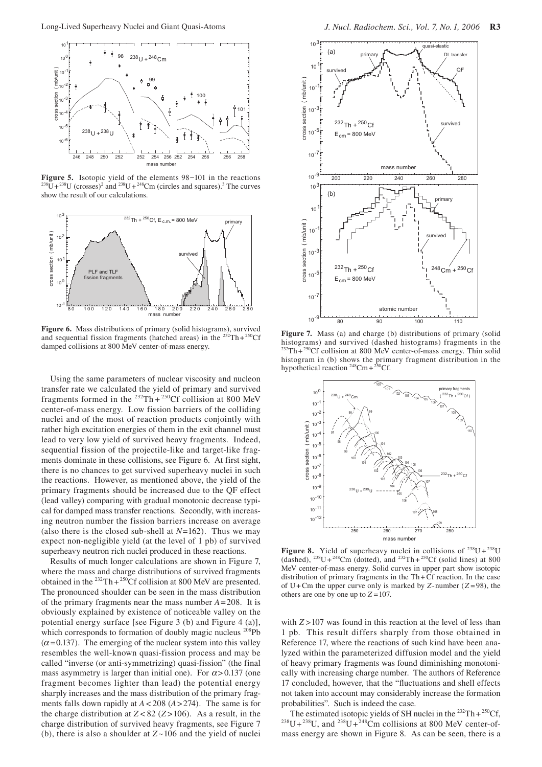**Figure 5.** Isotopic yield of the elements 98−101 in the reactions $^{238}U + ^{238}U$ (crosses)[2] and $^{238}U + ^{248}Cm$ (circles and squares).[3] The curves show the result of our calculations.

**Figure 6.** Mass distributions of primary (solid histograms), survived and sequential fission fragments (hatched areas) in the $^{232}Th + ^{250}Cf$ damped collisions at 800 MeV center-of-mass energy.

Using the same parameters of nuclear viscosity and nucleon transfer rate we calculated the yield of primary and survived fragments formed in the $^{232}Th + ^{250}Cf$ collision at 800 MeV center-of-mass energy. Low fission barriers of the colliding nuclei and of the most of reaction products conjointly with rather high excitation energies of them in the exit channel must lead to very low yield of survived heavy fragments. Indeed, sequential fission of the projectile-like and target-like fragments dominate in these collisions, see Figure 6. At first sight, there is no chances to get survived superheavy nuclei in such the reactions. However, as mentioned above, the yield of the primary fragments should be increased due to the QF effect (lead valley) comparing with gradual monotonic decrease typical for damped mass transfer reactions. Secondly, with increasing neutron number the fission barriers increase on average (also there is the closed sub-shell at $N=162$). Thus we may expect non-negligible yield (at the level of 1 pb) of survived superheavy neutron rich nuclei produced in these reactions.

Results of much longer calculations are shown in Figure 7, where the mass and charge distributions of survived fragments obtained in the $^{232}Th + ^{250}Cf$ collision at 800 MeV are presented. The pronounced shoulder can be seen in the mass distribution of the primary fragments near the mass number $A = 208$. It is obviously explained by existence of noticeable valley on the potential energy surface [see Figure 3 (b) and Figure 4 (a)], which corresponds to formation of doubly magic nucleus $^{208}Pb$ ($\alpha = 0.137$). The emerging of the nuclear system into this valley resembles the well-known quasi-fission process and may be called "inverse (or anti-symmetrizing) quasi-fission" (the final mass asymmetry is larger than initial one). For $\alpha > 0.137$ (one fragment becomes lighter than lead) the potential energy sharply increases and the mass distribution of the primary fragments falls down rapidly at $A < 208$ ($A > 274$). The same is for the charge distribution at $Z < 82$ ($Z > 106$). As a result, in the charge distribution of survived heavy fragments, see Figure 7 (b), there is also a shoulder at $Z \sim 106$ and the yield of nuclei with $Z > 107$ was found in this reaction at the level of less than 1 pb. This result differs sharply from those obtained in Reference 17, where the reactions of such kind have been analyzed within the parameterized diffusion model and the yield of heavy primary fragments was found diminishing monotonically with increasing charge number. The authors of Reference 17 concluded, however, that the "fluctuations and shell effects not taken into account may considerably increase the formation probabilities". Such is indeed the case.

The estimated isotopic yields of SH nuclei in the $^{232}Th + ^{250}Cf$, $^{238}U + ^{238}U$, and $^{238}U + ^{248}Cm$ collisions at 800 MeV center-of-mass energy are shown in Figure 8. As can be seen, there is a

**Figure 7.** Mass (a) and charge (b) distributions of primary (solid histograms) and survived (dashed histograms) fragments in the $^{232}Th + ^{250}Cf$ collision at 800 MeV center-of-mass energy. Thin solid histogram in (b) shows the primary fragment distribution in the hypothetical reaction $^{248}Cm + ^{250}Cf$.

**Figure 8.** Yield of superheavy nuclei in collisions of $^{238}U + ^{238}U$ (dashed), $^{238}U + ^{248}Cm$ (dotted), and $^{232}Th + ^{250}Cf$ (solid lines) at 800 MeV center-of-mass energy. Solid curves in upper part show isotopic distribution of primary fragments in the Th + Cf reaction. In the case of U + Cm the upper curve only is marked by $Z$-number ($Z = 98$), the others are one by one up to $Z = 107$.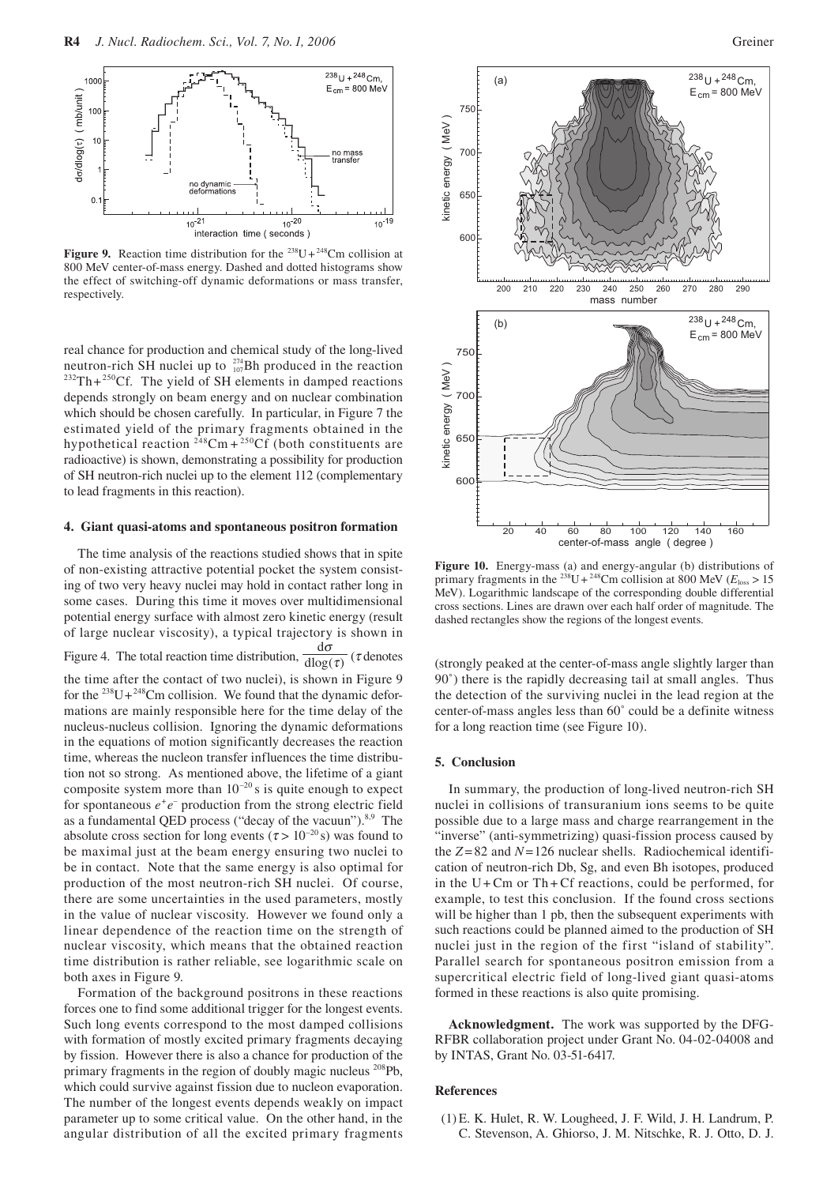**Figure 9.** Reaction time distribution for the $^{238}U+^{248}Cm$ collision at 800 MeV center-of-mass energy. Dashed and dotted histograms show the effect of switching-off dynamic deformations or mass transfer, respectively.

real chance for production and chemical study of the long-lived neutron-rich SH nuclei up to $^{274}_{107}Bh$ produced in the reaction $^{232}Th+^{250}Cf$. The yield of SH elements in damped reactions depends strongly on beam energy and on nuclear combination which should be chosen carefully. In particular, in Figure 7 the estimated yield of the primary fragments obtained in the hypothetical reaction $^{248}Cm+^{250}Cf$ (both constituents are radioactive) is shown, demonstrating a possibility for production of SH neutron-rich nuclei up to the element 112 (complementary to lead fragments in this reaction).

## 4. Giant quasi-atoms and spontaneous positron formation

The time analysis of the reactions studied shows that in spite of non-existing attractive potential pocket the system consisting of two very heavy nuclei may hold in contact rather long in some cases. During this time it moves over multidimensional potential energy surface with almost zero kinetic energy (result of large nuclear viscosity), a typical trajectory is shown in Figure 4. The total reaction time distribution, $\frac{d\sigma}{d\log(\tau)}$ ($\tau$ denotes the time after the contact of two nuclei), is shown in Figure 9 for the $^{238}U+^{248}Cm$ collision. We found that the dynamic deformations are mainly responsible here for the time delay of the nucleus-nucleus collision. Ignoring the dynamic deformations in the equations of motion significantly decreases the reaction time, whereas the nucleon transfer influences the time distribution not so strong. As mentioned above, the lifetime of a giant composite system more than $10^{-20}$ s is quite enough to expect for spontaneous $e^+e^-$ production from the strong electric field as a fundamental QED process ("decay of the vacuum").[8,9] The absolute cross section for long events ($\tau > 10^{-20}$ s) was found to be maximal just at the beam energy ensuring two nuclei to be in contact. Note that the same energy is also optimal for production of the most neutron-rich SH nuclei. Of course, there are some uncertainties in the used parameters, mostly in the value of nuclear viscosity. However we found only a linear dependence of the reaction time on the strength of nuclear viscosity, which means that the obtained reaction time distribution is rather reliable, see logarithmic scale on both axes in Figure 9.

Formation of the background positrons in these reactions forces one to find some additional trigger for the longest events. Such long events correspond to the most damped collisions with formation of mostly excited primary fragments decaying by fission. However there is also a chance for production of the primary fragments in the region of doubly magic nucleus $^{208}Pb$, which could survive against fission due to nucleon evaporation. The number of the longest events depends weakly on impact parameter up to some critical value. On the other hand, in the angular distribution of all the excited primary fragments (strongly peaked at the center-of-mass angle slightly larger than 90˚) there is the rapidly decreasing tail at small angles. Thus the detection of the surviving nuclei in the lead region at the center-of-mass angles less than 60˚ could be a definite witness for a long reaction time (see Figure 10).

**Figure 10.** Energy-mass (a) and energy-angular (b) distributions of primary fragments in the $^{238}U+^{248}Cm$ collision at 800 MeV ($E_{loss} > 15$ MeV). Logarithmic landscape of the corresponding double differential cross sections. Lines are drawn over each half order of magnitude. The dashed rectangles show the regions of the longest events.

## 5. Conclusion

In summary, the production of long-lived neutron-rich SH nuclei in collisions of transuranium ions seems to be quite possible due to a large mass and charge rearrangement in the "inverse" (anti-symmetrizing) quasi-fission process caused by the $Z=82$ and $N=126$ nuclear shells. Radiochemical identification of neutron-rich Db, Sg, and even Bh isotopes, produced in the U + Cm or Th + Cf reactions, could be performed, for example, to test this conclusion. If the found cross sections will be higher than 1 pb, then the subsequent experiments with such reactions could be planned aimed to the production of SH nuclei just in the region of the first "island of stability". Parallel search for spontaneous positron emission from a supercritical electric field of long-lived giant quasi-atoms formed in these reactions is also quite promising.

**Acknowledgment.** The work was supported by the DFG-RFBR collaboration project under Grant No. 04-02-04008 and by INTAS, Grant No. 03-51-6417.

## References

(1) E. K. Hulet, R. W. Lougheed, J. F. Wild, J. H. Landrum, P. C. Stevenson, A. Ghiorso, J. M. Nitschke, R. J. Otto, D. J.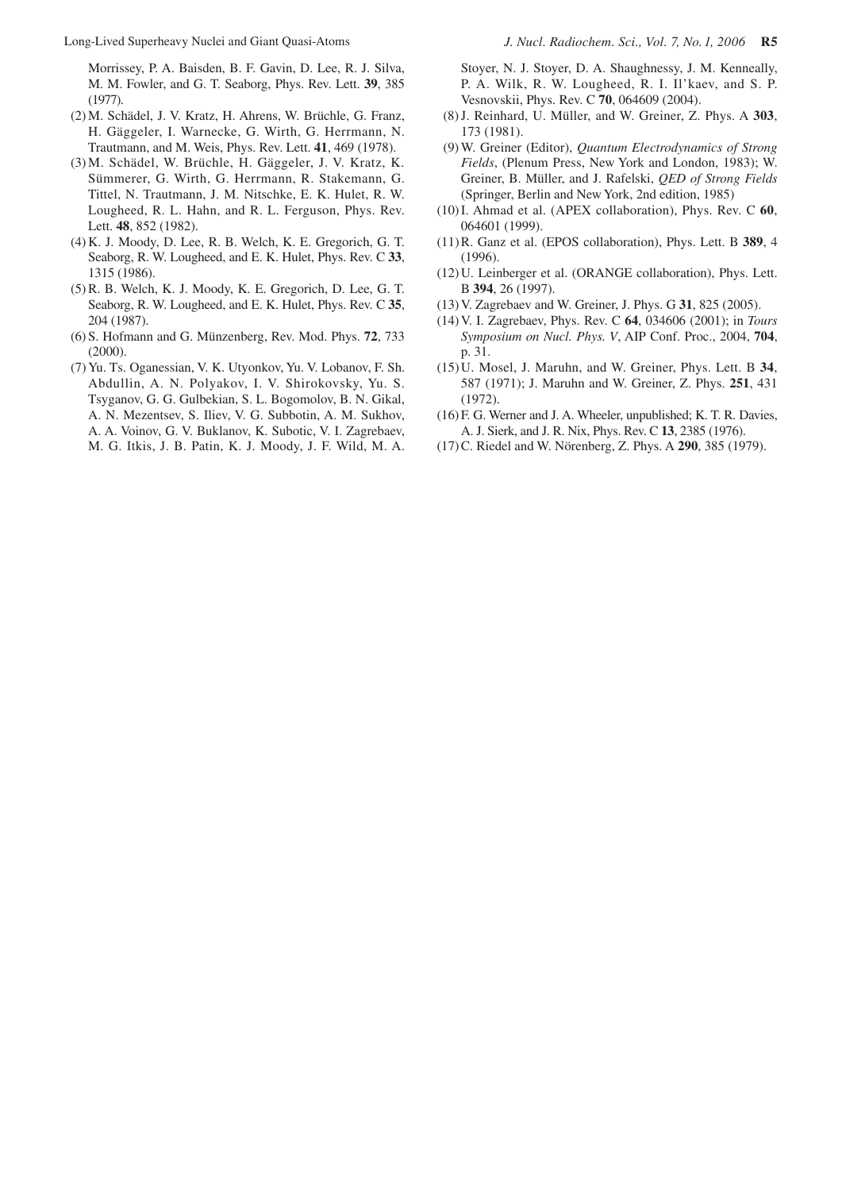Morrissey, P. A. Baisden, B. F. Gavin, D. Lee, R. J. Silva, M. M. Fowler, and G. T. Seaborg, Phys. Rev. Lett. **39**, 385 (1977).

(2) M. Schädel, J. V. Kratz, H. Ahrens, W. Brüchle, G. Franz, H. Gäggeler, I. Warnecke, G. Wirth, G. Herrmann, N. Trautmann, and M. Weis, Phys. Rev. Lett. **41**, 469 (1978).

(3) M. Schädel, W. Brüchle, H. Gäggeler, J. V. Kratz, K. Sümmerer, G. Wirth, G. Herrmann, R. Stakemann, G. Tittel, N. Trautmann, J. M. Nitschke, E. K. Hulet, R. W. Lougheed, R. L. Hahn, and R. L. Ferguson, Phys. Rev. Lett. **48**, 852 (1982).

(4) K. J. Moody, D. Lee, R. B. Welch, K. E. Gregorich, G. T. Seaborg, R. W. Lougheed, and E. K. Hulet, Phys. Rev. C **33**, 1315 (1986).

(5) R. B. Welch, K. J. Moody, K. E. Gregorich, D. Lee, G. T. Seaborg, R. W. Lougheed, and E. K. Hulet, Phys. Rev. C **35**, 204 (1987).

(6) S. Hofmann and G. Münzenberg, Rev. Mod. Phys. **72**, 733 (2000).

(7) Yu. Ts. Oganessian, V. K. Utyonkov, Yu. V. Lobanov, F. Sh. Abdullin, A. N. Polyakov, I. V. Shirokovsky, Yu. S. Tsyganov, G. G. Gulbekian, S. L. Bogomolov, B. N. Gikal, A. N. Mezentsev, S. Iliev, V. G. Subbotin, A. M. Sukhov, A. A. Voinov, G. V. Buklanov, K. Subotic, V. I. Zagrebaev, M. G. Itkis, J. B. Patin, K. J. Moody, J. F. Wild, M. A. Stoyer, N. J. Stoyer, D. A. Shaughnessy, J. M. Kenneally, P. A. Wilk, R. W. Lougheed, R. I. Il'kaev, and S. P. Vesnovskii, Phys. Rev. C **70**, 064609 (2004).

(8) J. Reinhard, U. Müller, and W. Greiner, Z. Phys. A **303**, 173 (1981).

(9) W. Greiner (Editor), *Quantum Electrodynamics of Strong Fields*, (Plenum Press, New York and London, 1983); W. Greiner, B. Müller, and J. Rafelski, *QED of Strong Fields* (Springer, Berlin and New York, 2nd edition, 1985)

(10) I. Ahmad et al. (APEX collaboration), Phys. Rev. C **60**, 064601 (1999).

(11) R. Ganz et al. (EPOS collaboration), Phys. Lett. B **389**, 4 (1996).

(12) U. Leinberger et al. (ORANGE collaboration), Phys. Lett. B **394**, 26 (1997).

(13) V. Zagrebaev and W. Greiner, J. Phys. G **31**, 825 (2005).

(14) V. I. Zagrebaev, Phys. Rev. C **64**, 034606 (2001); in *Tours Symposium on Nucl. Phys. V*, AIP Conf. Proc., 2004, **704**, p. 31.

(15) U. Mosel, J. Maruhn, and W. Greiner, Phys. Lett. B **34**, 587 (1971); J. Maruhn and W. Greiner, Z. Phys. **251**, 431 (1972).

(16) F. G. Werner and J. A. Wheeler, unpublished; K. T. R. Davies, A. J. Sierk, and J. R. Nix, Phys. Rev. C **13**, 2385 (1976).

(17) C. Riedel and W. Nörenberg, Z. Phys. A **290**, 385 (1979).